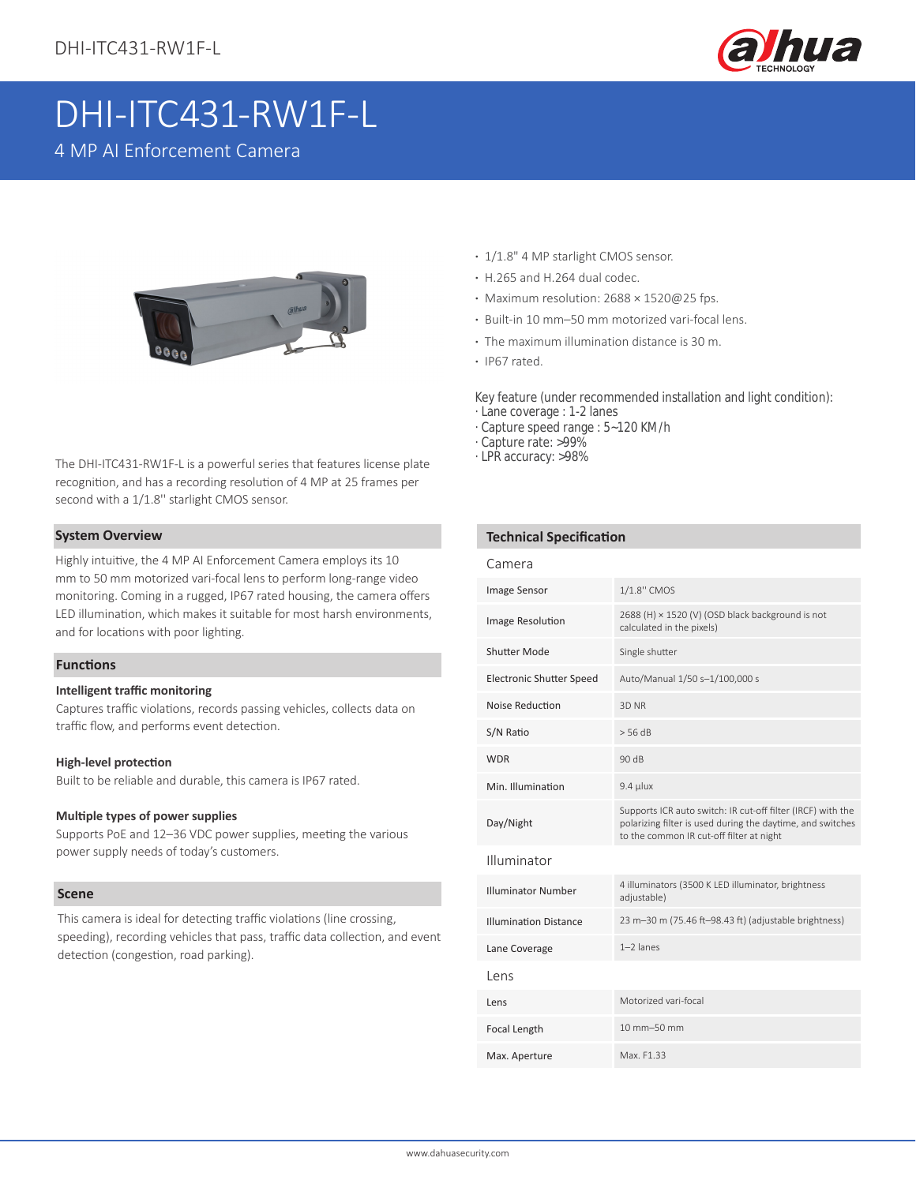# DHI-ITC431-RW1F-L

4 MP AI Enforcement Camera

- 1/1.8" 4 MP starlight CMOS sensor.
- H.265 and H.264 dual codec.
- Maximum resolution: 2688 × 1520@25 fps.
- Built-in 10 mm–50 mm motorized vari-focal lens.
- The maximum illumination distance is 30 m.
- IP67 rated.

Key feature (under recommended installation and light condition):
· Lane coverage : 1-2 lanes
· Capture speed range : 5~120 KM/h
· Capture rate: >99%
· LPR accuracy: >98%

The DHI-ITC431-RW1F-L is a powerful series that features license plate recognition, and has a recording resolution of 4 MP at 25 frames per second with a 1/1.8'' starlight CMOS sensor.

## System Overview

Highly intuitive, the 4 MP AI Enforcement Camera employs its 10 mm to 50 mm motorized vari-focal lens to perform long-range video monitoring. Coming in a rugged, IP67 rated housing, the camera offers LED illumination, which makes it suitable for most harsh environments, and for locations with poor lighting.

## Functions

**Intelligent traffic monitoring**

Captures traffic violations, records passing vehicles, collects data on traffic flow, and performs event detection.

**High-level protection**

Built to be reliable and durable, this camera is IP67 rated.

**Multiple types of power supplies**

Supports PoE and 12–36 VDC power supplies, meeting the various power supply needs of today's customers.

## Scene

This camera is ideal for detecting traffic violations (line crossing, speeding), recording vehicles that pass, traffic data collection, and event detection (congestion, road parking).

## Technical Specification

| Camera | |
|---|---|
| Image Sensor | 1/1.8'' CMOS |
| Image Resolution | 2688 (H) × 1520 (V) (OSD black background is not calculated in the pixels) |
| Shutter Mode | Single shutter |
| Electronic Shutter Speed | Auto/Manual 1/50 s–1/100,000 s |
| Noise Reduction | 3D NR |
| S/N Ratio | > 56 dB |
| WDR | 90 dB |
| Min. Illumination | 9.4 μlux |
| Day/Night | Supports ICR auto switch: IR cut-off filter (IRCF) with the polarizing filter is used during the daytime, and switches to the common IR cut-off filter at night |
| **Illuminator** | |
| Illuminator Number | 4 illuminators (3500 K LED illuminator, brightness adjustable) |
| Illumination Distance | 23 m–30 m (75.46 ft–98.43 ft) (adjustable brightness) |
| Lane Coverage | 1–2 lanes |
| **Lens** | |
| Lens | Motorized vari-focal |
| Focal Length | 10 mm–50 mm |
| Max. Aperture | Max. F1.33 |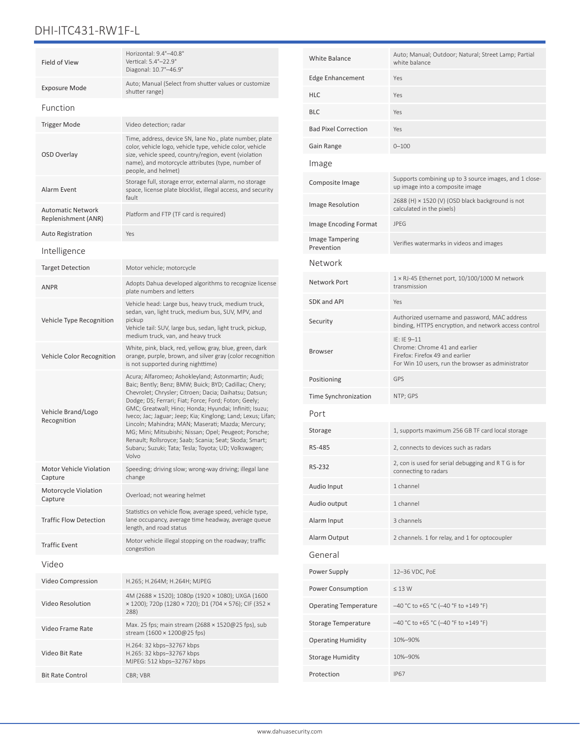# DHI-ITC431-RW1F-L

| | |
|---|---|
| Field of View | Horizontal: 9.4°–40.8°<br>Vertical: 5.4°–22.9°<br>Diagonal: 10.7°–46.9° |
| Exposure Mode | Auto; Manual (Select from shutter values or customize shutter range) |

## Function

| | |
|---|---|
| Trigger Mode | Video detection; radar |
| OSD Overlay | Time, address, device SN, lane No., plate number, plate color, vehicle logo, vehicle type, vehicle color, vehicle size, vehicle speed, country/region, event (violation name), and motorcycle attributes (type, number of people, and helmet) |
| Alarm Event | Storage full, storage error, external alarm, no storage space, license plate blocklist, illegal access, and security fault |
| Automatic Network Replenishment (ANR) | Platform and FTP (TF card is required) |
| Auto Registration | Yes |

## Intelligence

| | |
|---|---|
| Target Detection | Motor vehicle; motorcycle |
| ANPR | Adopts Dahua developed algorithms to recognize license plate numbers and letters |
| Vehicle Type Recognition | Vehicle head: Large bus, heavy truck, medium truck, sedan, van, light truck, medium bus, SUV, MPV, and pickup<br>Vehicle tail: SUV, large bus, sedan, light truck, pickup, medium truck, van, and heavy truck |
| Vehicle Color Recognition | White, pink, black, red, yellow, gray, blue, green, dark orange, purple, brown, and silver gray (color recognition is not supported during nighttime) |
| Vehicle Brand/Logo Recognition | Acura; Alfaromeo; Ashokleyland; Astonmartin; Audi; Baic; Bently; Benz; BMW; Buick; BYD; Cadillac; Chery; Chevrolet; Chrysler; Citroen; Dacia; Daihatsu; Datsun; Dodge; DS; Ferrari; Fiat; Force; Ford; Foton; Geely; GMC; Greatwall; Hino; Honda; Hyundai; Infiniti; Isuzu; Iveco; Jac; Jaguar; Jeep; Kia; Kinglong; Land; Lexus; Lifan; Lincoln; Mahindra; MAN; Maserati; Mazda; Mercury; MG; Mini; Mitsubishi; Nissan; Opel; Peugeot; Porsche; Renault; Rollsroyce; Saab; Scania; Seat; Skoda; Smart; Subaru; Suzuki; Tata; Tesla; Toyota; UD; Volkswagen; Volvo |
| Motor Vehicle Violation Capture | Speeding; driving slow; wrong-way driving; illegal lane change |
| Motorcycle Violation Capture | Overload; not wearing helmet |
| Traffic Flow Detection | Statistics on vehicle flow, average speed, vehicle type, lane occupancy, average time headway, average queue length, and road status |
| Traffic Event | Motor vehicle illegal stopping on the roadway; traffic congestion |

## Video

| | |
|---|---|
| Video Compression | H.265; H.264M; H.264H; MJPEG |
| Video Resolution | 4M (2688 × 1520); 1080p (1920 × 1080); UXGA (1600 × 1200); 720p (1280 × 720); D1 (704 × 576); CIF (352 × 288) |
| Video Frame Rate | Max. 25 fps; main stream (2688 × 1520@25 fps), sub stream (1600 × 1200@25 fps) |
| Video Bit Rate | H.264: 32 kbps–32767 kbps<br>H.265: 32 kbps–32767 kbps<br>MJPEG: 512 kbps–32767 kbps |
| Bit Rate Control | CBR; VBR |
| White Balance | Auto; Manual; Outdoor; Natural; Street Lamp; Partial white balance |
| Edge Enhancement | Yes |
| HLC | Yes |
| BLC | Yes |
| Bad Pixel Correction | Yes |
| Gain Range | 0–100 |

## Image

| | |
|---|---|
| Composite Image | Supports combining up to 3 source images, and 1 close-up image into a composite image |
| Image Resolution | 2688 (H) × 1520 (V) (OSD black background is not calculated in the pixels) |
| Image Encoding Format | JPEG |
| Image Tampering Prevention | Verifies watermarks in videos and images |

## Network

| | |
|---|---|
| Network Port | 1 × RJ-45 Ethernet port, 10/100/1000 M network transmission |
| SDK and API | Yes |
| Security | Authorized username and password, MAC address binding, HTTPS encryption, and network access control |
| Browser | IE: IE 9–11<br>Chrome: Chrome 41 and earlier<br>Firefox: Firefox 49 and earlier<br>For Win 10 users, run the browser as administrator |
| Positioning | GPS |
| Time Synchronization | NTP; GPS |

## Port

| | |
|---|---|
| Storage | 1, supports maximum 256 GB TF card local storage |
| RS-485 | 2, connects to devices such as radars |
| RS-232 | 2, con is used for serial debugging and R T G is for connecting to radars |
| Audio Input | 1 channel |
| Audio output | 1 channel |
| Alarm Input | 3 channels |
| Alarm Output | 2 channels. 1 for relay, and 1 for optocoupler |

## General

| | |
|---|---|
| Power Supply | 12–36 VDC, PoE |
| Power Consumption | ≤ 13 W |
| Operating Temperature | –40 °C to +65 °C (–40 °F to +149 °F) |
| Storage Temperature | –40 °C to +65 °C (–40 °F to +149 °F) |
| Operating Humidity | 10%–90% |
| Storage Humidity | 10%–90% |
| Protection | IP67 |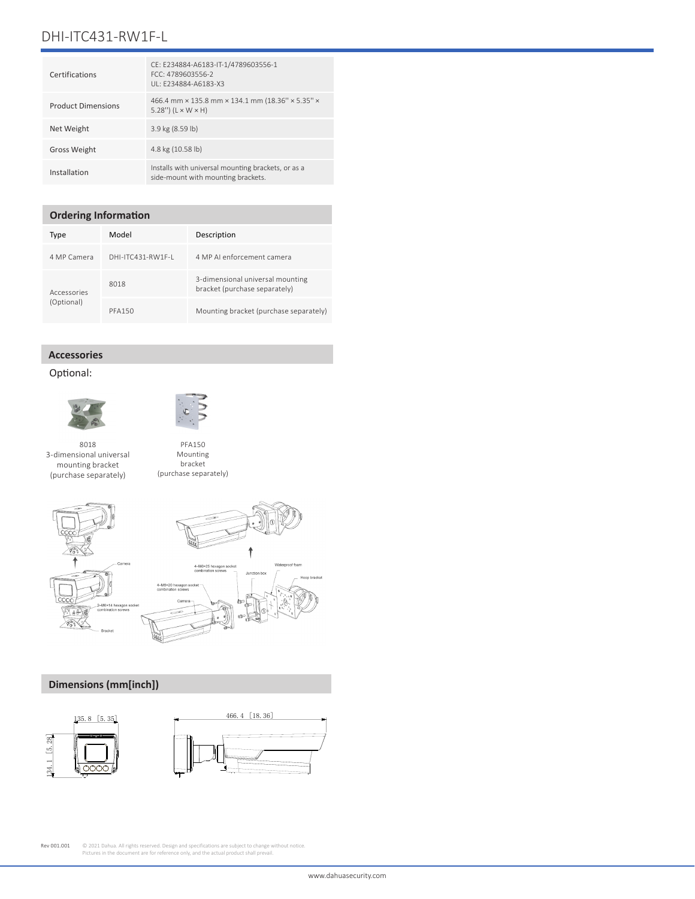# DHI-ITC431-RW1F-L

| | |
|---|---|
| Certifications | CE: E234884-A6183-IT-1/4789603556-1<br>FCC: 4789603556-2<br>UL: E234884-A6183-X3 |
| Product Dimensions | 466.4 mm × 135.8 mm × 134.1 mm (18.36" × 5.35" × 5.28") (L × W × H) |
| Net Weight | 3.9 kg (8.59 lb) |
| Gross Weight | 4.8 kg (10.58 lb) |
| Installation | Installs with universal mounting brackets, or as a side-mount with mounting brackets. |

## Ordering Information

| Type | Model | Description |
|---|---|---|
| 4 MP Camera | DHI-ITC431-RW1F-L | 4 MP AI enforcement camera |
| Accessories (Optional) | 8018 | 3-dimensional universal mounting bracket (purchase separately) |
| | PFA150 | Mounting bracket (purchase separately) |

## Accessories

Optional:

8018
3-dimensional universal mounting bracket
(purchase separately)

PFA150
Mounting bracket
(purchase separately)

Camera
2-M6×14 hexagon socket combination screws
Bracket

4-M8×25 hexagon socket combination screws
4-M8×20 hexagon socket combination screws
Camera
Junction box
Waterproof foam
Hoop bracket

## Dimensions (mm[inch])

135.8 [5.35]
134.1 [5.28]
466.4 [18.36]

Rev 001.001 © 2021 Dahua. All rights reserved. Design and specifications are subject to change without notice. Pictures in the document are for reference only, and the actual product shall prevail.